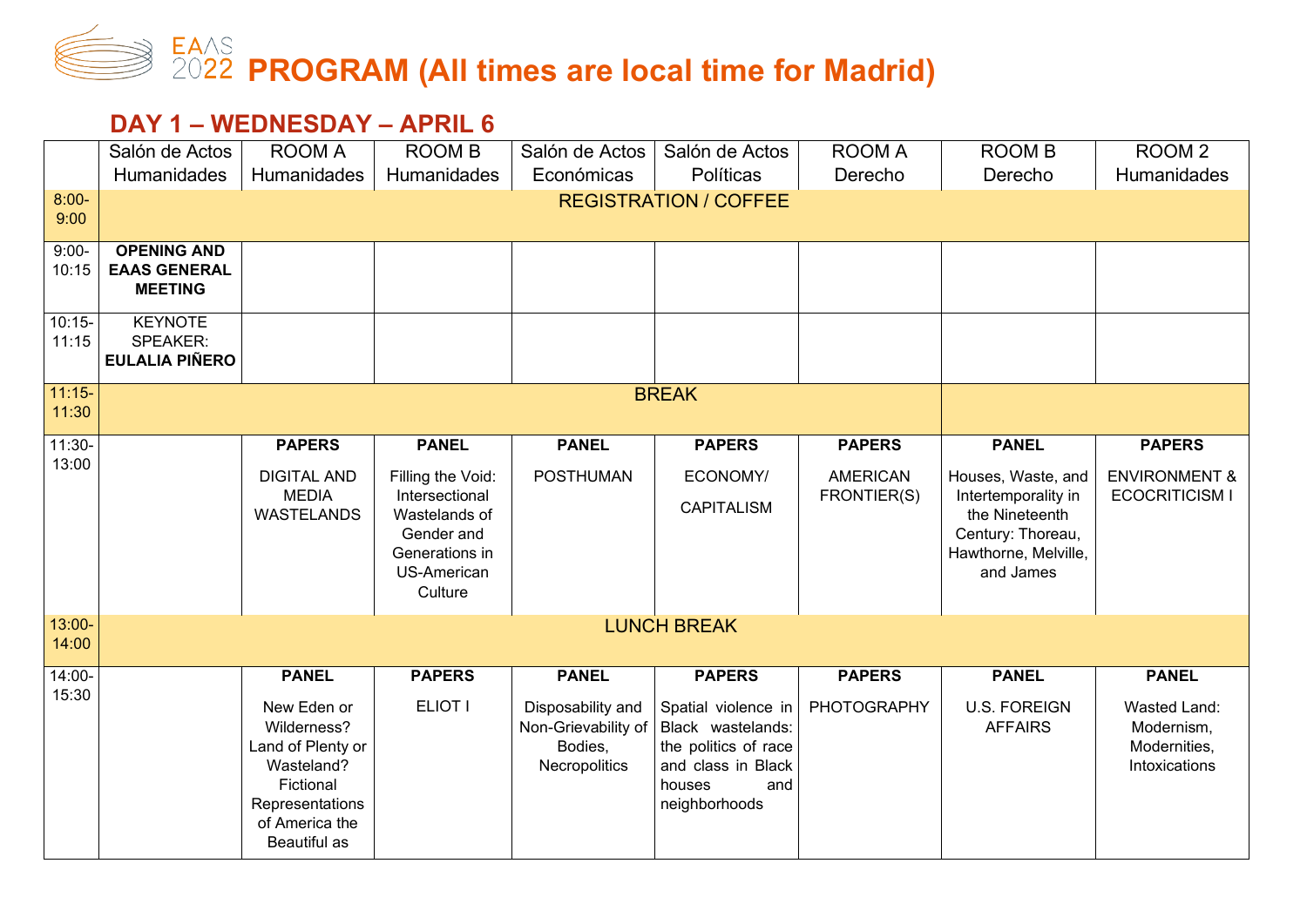# EAAS 2022 PROGRAM (All times are local time for Madrid)

## DAY 1 – WEDNESDAY – APRIL 6

| | Salón de Actos Humanidades | ROOM A Humanidades | ROOM B Humanidades | Salón de Actos Económicas | Salón de Actos Políticas | ROOM A Derecho | ROOM B Derecho | ROOM 2 Humanidades |
|---|---|---|---|---|---|---|---|---|
| 8:00-9:00 | REGISTRATION / COFFEE | | | | | | | |
| 9:00-10:15 | **OPENING AND EAAS GENERAL MEETING** | | | | | | | |
| 10:15-11:15 | KEYNOTE SPEAKER: **EULALIA PIÑERO** | | | | | | | |
| 11:15-11:30 | BREAK | | | | | | | |
| 11:30-13:00 | | **PAPERS** DIGITAL AND MEDIA WASTELANDS | **PANEL** Filling the Void: Intersectional Wastelands of Gender and Generations in US-American Culture | **PANEL** POSTHUMAN | **PAPERS** ECONOMY/ CAPITALISM | **PAPERS** AMERICAN FRONTIER(S) | **PANEL** Houses, Waste, and Intertemporality in the Nineteenth Century: Thoreau, Hawthorne, Melville, and James | **PAPERS** ENVIRONMENT & ECOCRITICISM I |
| 13:00-14:00 | LUNCH BREAK | | | | | | | |
| 14:00-15:30 | | **PANEL** New Eden or Wilderness? Land of Plenty or Wasteland? Fictional Representations of America the Beautiful as | **PAPERS** ELIOT I | **PANEL** Disposability and Non-Grievability of Bodies, Necropolitics | **PAPERS** Spatial violence in Black wastelands: the politics of race and class in Black houses and neighborhoods | **PAPERS** PHOTOGRAPHY | **PANEL** U.S. FOREIGN AFFAIRS | **PANEL** Wasted Land: Modernism, Modernities, Intoxications |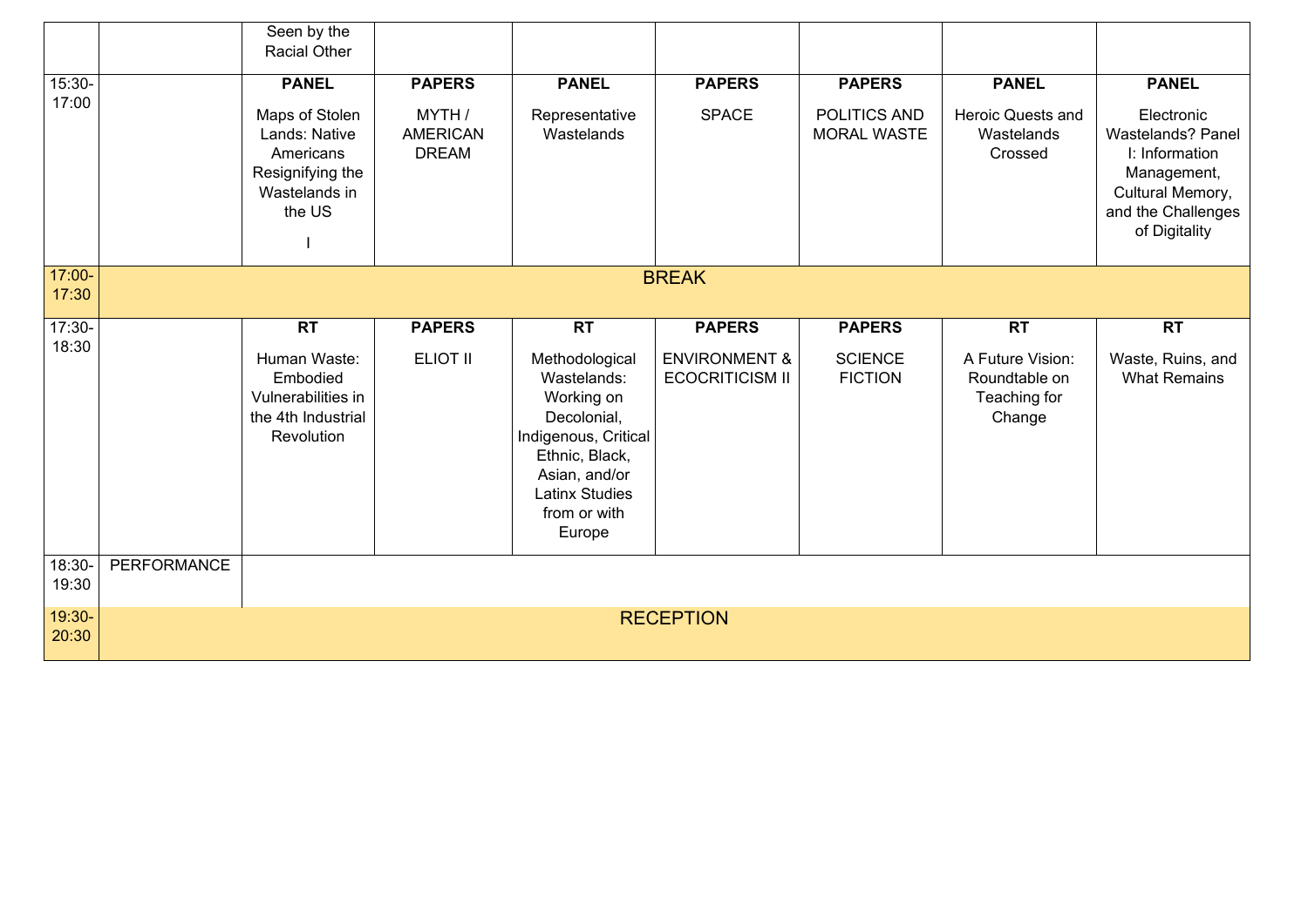| | | | | | | | | |
|---|---|---|---|---|---|---|---|---|
| | | Seen by the Racial Other | | | | | | |
| 15:30-17:00 | | **PANEL** Maps of Stolen Lands: Native Americans Resignifying the Wastelands in the US I | **PAPERS** MYTH / AMERICAN DREAM | **PANEL** Representative Wastelands | **PAPERS** SPACE | **PAPERS** POLITICS AND MORAL WASTE | **PANEL** Heroic Quests and Wastelands Crossed | **PANEL** Electronic Wastelands? Panel I: Information Management, Cultural Memory, and the Challenges of Digitality |
| 17:00-17:30 | BREAK | | | | | | | |
| 17:30-18:30 | | **RT** Human Waste: Embodied Vulnerabilities in the 4th Industrial Revolution | **PAPERS** ELIOT II | **RT** Methodological Wastelands: Working on Decolonial, Indigenous, Critical Ethnic, Black, Asian, and/or Latinx Studies from or with Europe | **PAPERS** ENVIRONMENT & ECOCRITICISM II | **PAPERS** SCIENCE FICTION | **RT** A Future Vision: Roundtable on Teaching for Change | **RT** Waste, Ruins, and What Remains |
| 18:30-19:30 | PERFORMANCE | | | | | | | |
| 19:30-20:30 | RECEPTION | | | | | | | |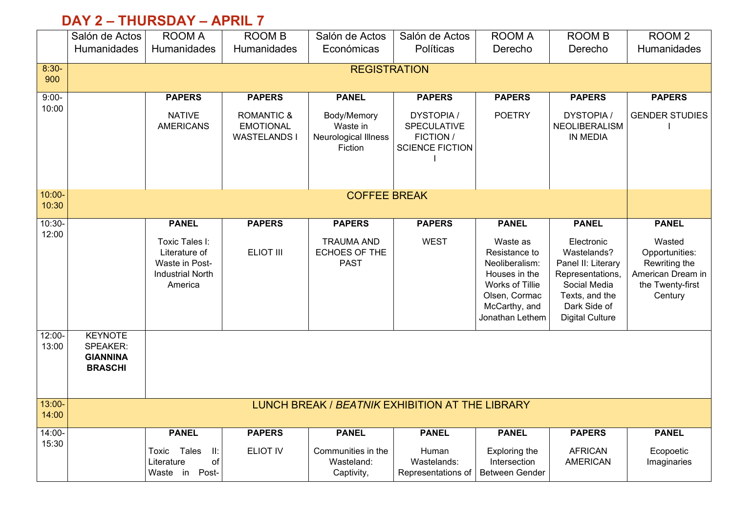## DAY 2 – THURSDAY – APRIL 7

| | Salón de Actos Humanidades | ROOM A Humanidades | ROOM B Humanidades | Salón de Actos Económicas | Salón de Actos Políticas | ROOM A Derecho | ROOM B Derecho | ROOM 2 Humanidades |
|---|---|---|---|---|---|---|---|---|
| 8:30-900 | REGISTRATION | | | | | | | |
| 9:00-10:00 | | **PAPERS** NATIVE AMERICANS | **PAPERS** ROMANTIC & EMOTIONAL WASTELANDS I | **PANEL** Body/Memory Waste in Neurological Illness Fiction | **PAPERS** DYSTOPIA / SPECULATIVE FICTION / SCIENCE FICTION I | **PAPERS** POETRY | **PAPERS** DYSTOPIA / NEOLIBERALISM IN MEDIA | **PAPERS** GENDER STUDIES I |
| 10:00-10:30 | COFFEE BREAK | | | | | | | |
| 10:30-12:00 | | **PANEL** Toxic Tales I: Literature of Waste in Post-Industrial North America | **PAPERS** ELIOT III | **PAPERS** TRAUMA AND ECHOES OF THE PAST | **PAPERS** WEST | **PANEL** Waste as Resistance to Neoliberalism: Houses in the Works of Tillie Olsen, Cormac McCarthy, and Jonathan Lethem | **PANEL** Electronic Wastelands? Panel II: Literary Representations, Social Media Texts, and the Dark Side of Digital Culture | **PANEL** Wasted Opportunities: Rewriting the American Dream in the Twenty-first Century |
| 12:00-13:00 | KEYNOTE SPEAKER: **GIANNINA BRASCHI** | | | | | | | |
| 13:00-14:00 | LUNCH BREAK / *BEATNIK* EXHIBITION AT THE LIBRARY | | | | | | | |
| 14:00-15:30 | | **PANEL** Toxic Tales II: Literature of Waste in Post- | **PAPERS** ELIOT IV | **PANEL** Communities in the Wasteland: Captivity, | **PANEL** Human Wastelands: Representations of | **PANEL** Exploring the Intersection Between Gender | **PAPERS** AFRICAN AMERICAN | **PANEL** Ecopoetic Imaginaries |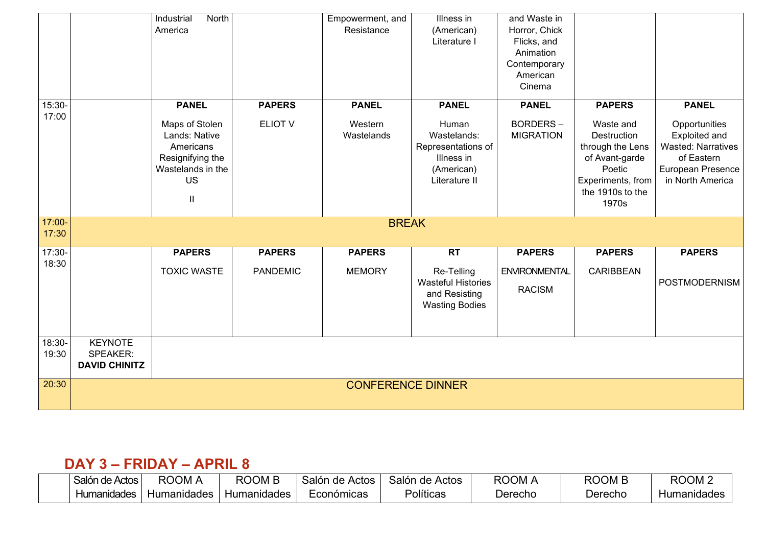| | | | | | | | | |
|---|---|---|---|---|---|---|---|---|
| | | Industrial North America | | Empowerment, and Resistance | Illness in (American) Literature I | and Waste in Horror, Chick Flicks, and Animation Contemporary American Cinema | | |
| 15:30-17:00 | | **PANEL** Maps of Stolen Lands: Native Americans Resignifying the Wastelands in the US II | **PAPERS** ELIOT V | **PANEL** Western Wastelands | **PANEL** Human Wastelands: Representations of Illness in (American) Literature II | **PANEL** BORDERS – MIGRATION | **PAPERS** Waste and Destruction through the Lens of Avant-garde Poetic Experiments, from the 1910s to the 1970s | **PANEL** Opportunities Exploited and Wasted: Narratives of Eastern European Presence in North America |
| 17:00-17:30 | BREAK | | | | | | | |
| 17:30-18:30 | | **PAPERS** TOXIC WASTE | **PAPERS** PANDEMIC | **PAPERS** MEMORY | **RT** Re-Telling Wasteful Histories and Resisting Wasting Bodies | **PAPERS** ENVIRONMENTAL RACISM | **PAPERS** CARIBBEAN | **PAPERS** POSTMODERNISM |
| 18:30-19:30 | KEYNOTE SPEAKER: **DAVID CHINITZ** | | | | | | | |
| 20:30 | CONFERENCE DINNER | | | | | | | |

## DAY 3 – FRIDAY – APRIL 8

| | Salón de Actos Humanidades | ROOM A Humanidades | ROOM B Humanidades | Salón de Actos Económicas | Salón de Actos Políticas | ROOM A Derecho | ROOM B Derecho | ROOM 2 Humanidades |
|---|---|---|---|---|---|---|---|---|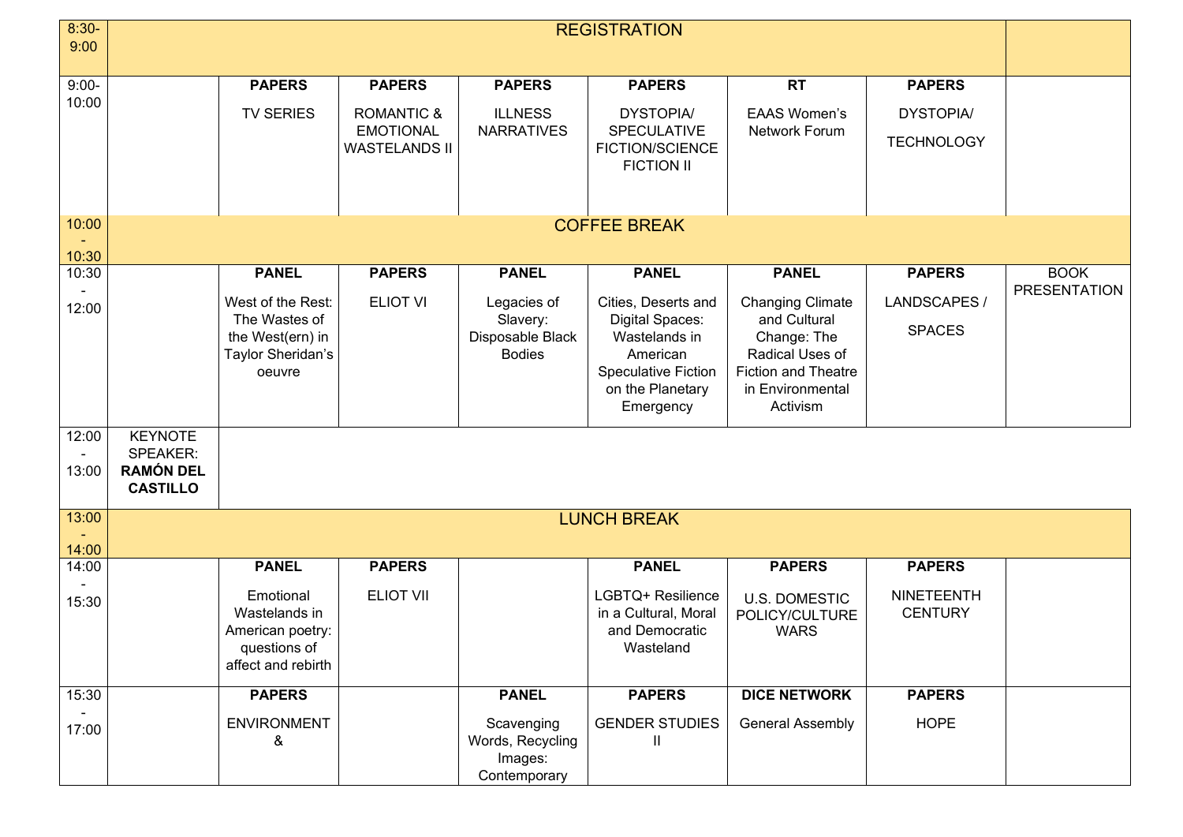| | | | | | | | | |
|---|---|---|---|---|---|---|---|---|
| 8:30-9:00 | REGISTRATION | | | | | | | |
| 9:00-10:00 | | **PAPERS** TV SERIES | **PAPERS** ROMANTIC & EMOTIONAL WASTELANDS II | **PAPERS** ILLNESS NARRATIVES | **PAPERS** DYSTOPIA/ SPECULATIVE FICTION/SCIENCE FICTION II | **RT** EAAS Women's Network Forum | **PAPERS** DYSTOPIA/ TECHNOLOGY | |
| 10:00 - 10:30 | COFFEE BREAK | | | | | | | |
| 10:30 - 12:00 | | **PANEL** West of the Rest: The Wastes of the West(ern) in Taylor Sheridan's oeuvre | **PAPERS** ELIOT VI | **PANEL** Legacies of Slavery: Disposable Black Bodies | **PANEL** Cities, Deserts and Digital Spaces: Wastelands in American Speculative Fiction on the Planetary Emergency | **PANEL** Changing Climate and Cultural Change: The Radical Uses of Fiction and Theatre in Environmental Activism | **PAPERS** LANDSCAPES / SPACES | BOOK PRESENTATION |
| 12:00 - 13:00 | KEYNOTE SPEAKER: **RAMÓN DEL CASTILLO** | | | | | | | |
| 13:00 - 14:00 | LUNCH BREAK | | | | | | | |
| 14:00 - 15:30 | | **PANEL** Emotional Wastelands in American poetry: questions of affect and rebirth | **PAPERS** ELIOT VII | | **PANEL** LGBTQ+ Resilience in a Cultural, Moral and Democratic Wasteland | **PAPERS** U.S. DOMESTIC POLICY/CULTURE WARS | **PAPERS** NINETEENTH CENTURY | |
| 15:30 - 17:00 | | **PAPERS** ENVIRONMENT & | | **PANEL** Scavenging Words, Recycling Images: Contemporary | **PAPERS** GENDER STUDIES II | **DICE NETWORK** General Assembly | **PAPERS** HOPE | |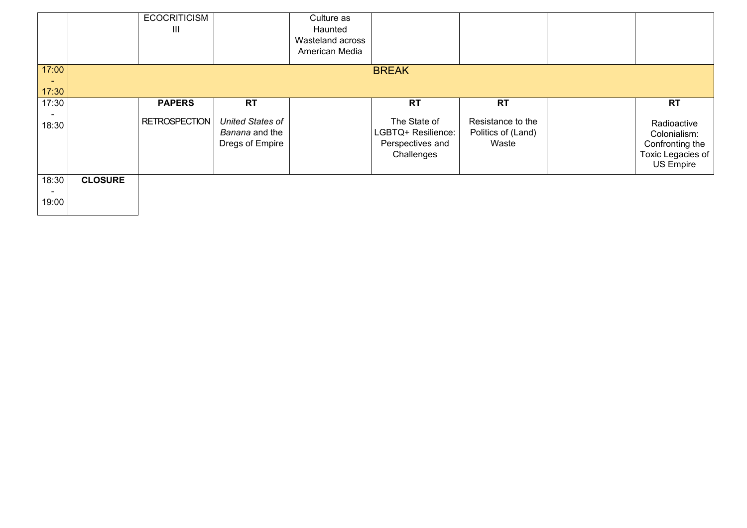| | | | | | | | | |
|---|---|---|---|---|---|---|---|---|
| | | ECOCRITICISM III | | Culture as Haunted Wasteland across American Media | | | | |
| 17:00 - 17:30 | BREAK | | | | | | | |
| 17:30 - 18:30 | | **PAPERS** RETROSPECTION | **RT** *United States of Banana* and the Dregs of Empire | | **RT** The State of LGBTQ+ Resilience: Perspectives and Challenges | **RT** Resistance to the Politics of (Land) Waste | | **RT** Radioactive Colonialism: Confronting the Toxic Legacies of US Empire |
| 18:30 - 19:00 | **CLOSURE** | | | | | | | |